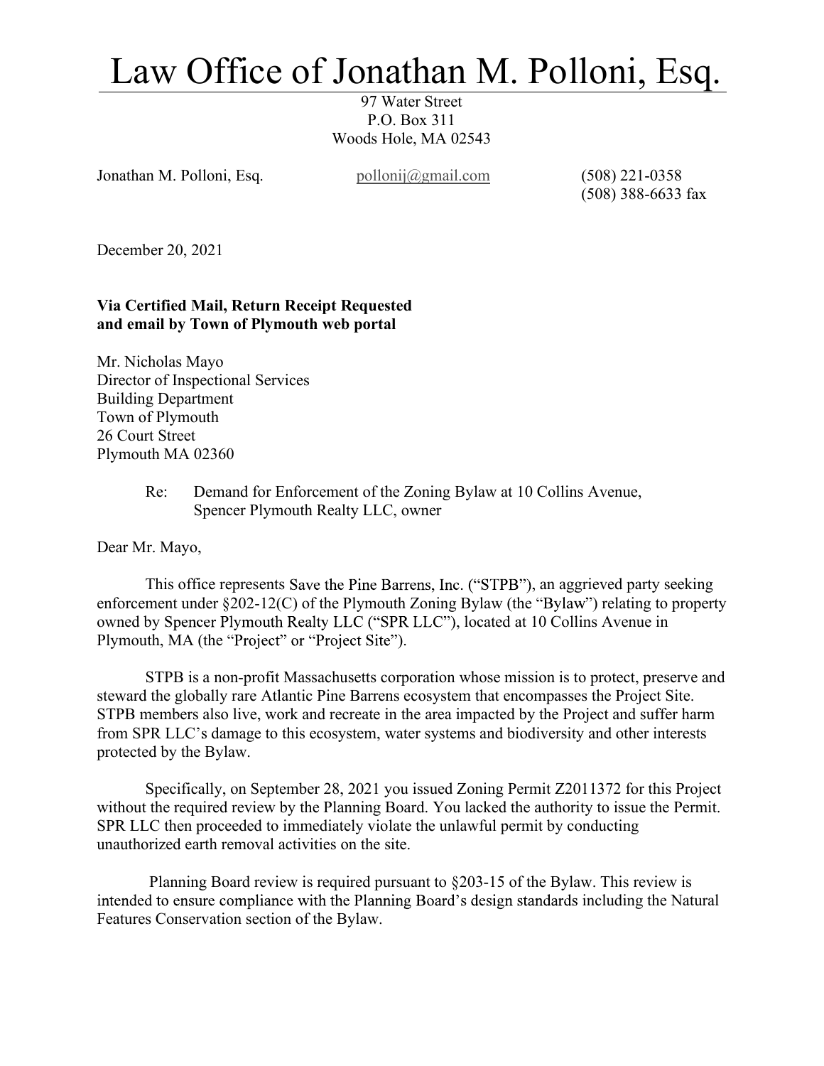# Law Office of Jonathan M. Polloni, Esq.

97 Water Street
P.O. Box 311
Woods Hole, MA 02543

Jonathan M. Polloni, Esq. pollonij@gmail.com (508) 221-0358
(508) 388-6633 fax

December 20, 2021

**Via Certified Mail, Return Receipt Requested**
**and email by Town of Plymouth web portal**

Mr. Nicholas Mayo
Director of Inspectional Services
Building Department
Town of Plymouth
26 Court Street
Plymouth MA 02360

Re: Demand for Enforcement of the Zoning Bylaw at 10 Collins Avenue, Spencer Plymouth Realty LLC, owner

Dear Mr. Mayo,

This office represents Save the Pine Barrens, Inc. ("STPB"), an aggrieved party seeking enforcement under §202-12(C) of the Plymouth Zoning Bylaw (the "Bylaw") relating to property owned by Spencer Plymouth Realty LLC ("SPR LLC"), located at 10 Collins Avenue in Plymouth, MA (the "Project" or "Project Site").

STPB is a non-profit Massachusetts corporation whose mission is to protect, preserve and steward the globally rare Atlantic Pine Barrens ecosystem that encompasses the Project Site. STPB members also live, work and recreate in the area impacted by the Project and suffer harm from SPR LLC's damage to this ecosystem, water systems and biodiversity and other interests protected by the Bylaw.

Specifically, on September 28, 2021 you issued Zoning Permit Z2011372 for this Project without the required review by the Planning Board. You lacked the authority to issue the Permit. SPR LLC then proceeded to immediately violate the unlawful permit by conducting unauthorized earth removal activities on the site.

Planning Board review is required pursuant to §203-15 of the Bylaw. This review is intended to ensure compliance with the Planning Board's design standards including the Natural Features Conservation section of the Bylaw.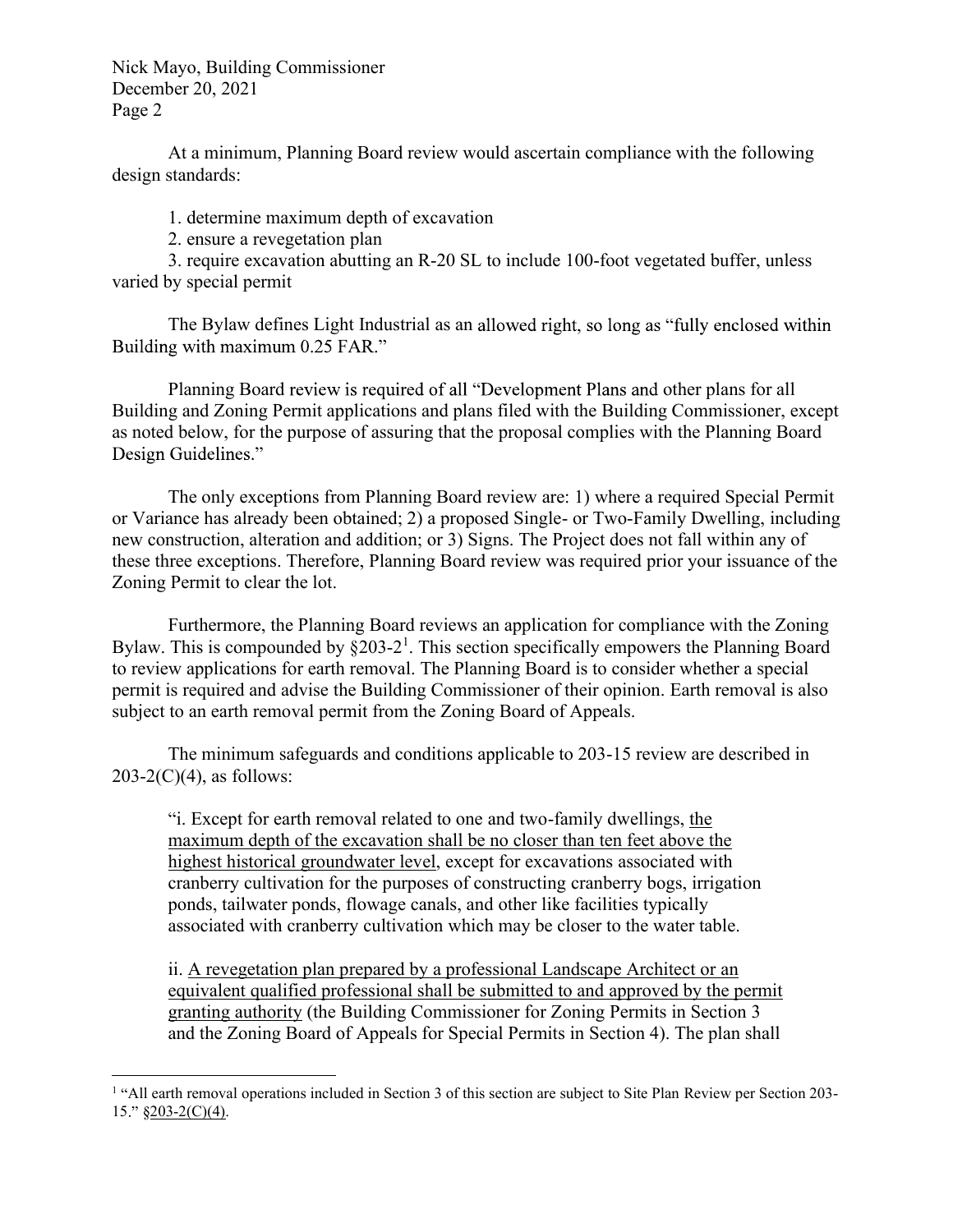At a minimum, Planning Board review would ascertain compliance with the following design standards:

1. determine maximum depth of excavation
2. ensure a revegetation plan
3. require excavation abutting an R-20 SL to include 100-foot vegetated buffer, unless varied by special permit

The Bylaw defines Light Industrial as an allowed right, so long as "fully enclosed within Building with maximum 0.25 FAR."

Planning Board review is required of all "Development Plans and other plans for all Building and Zoning Permit applications and plans filed with the Building Commissioner, except as noted below, for the purpose of assuring that the proposal complies with the Planning Board Design Guidelines."

The only exceptions from Planning Board review are: 1) where a required Special Permit or Variance has already been obtained; 2) a proposed Single- or Two-Family Dwelling, including new construction, alteration and addition; or 3) Signs. The Project does not fall within any of these three exceptions. Therefore, Planning Board review was required prior your issuance of the Zoning Permit to clear the lot.

Furthermore, the Planning Board reviews an application for compliance with the Zoning Bylaw. This is compounded by §203-2[1]. This section specifically empowers the Planning Board to review applications for earth removal. The Planning Board is to consider whether a special permit is required and advise the Building Commissioner of their opinion. Earth removal is also subject to an earth removal permit from the Zoning Board of Appeals.

The minimum safeguards and conditions applicable to 203-15 review are described in 203-2(C)(4), as follows:

> "i. Except for earth removal related to one and two-family dwellings, <u>the maximum depth of the excavation shall be no closer than ten feet above the highest historical groundwater level</u>, except for excavations associated with cranberry cultivation for the purposes of constructing cranberry bogs, irrigation ponds, tailwater ponds, flowage canals, and other like facilities typically associated with cranberry cultivation which may be closer to the water table.
>
> ii. <u>A revegetation plan prepared by a professional Landscape Architect or an equivalent qualified professional shall be submitted to and approved by the permit granting authority</u> (the Building Commissioner for Zoning Permits in Section 3 and the Zoning Board of Appeals for Special Permits in Section 4). The plan shall

---

[1] "All earth removal operations included in Section 3 of this section are subject to Site Plan Review per Section 203-15." <u>§203-2(C)(4)</u>.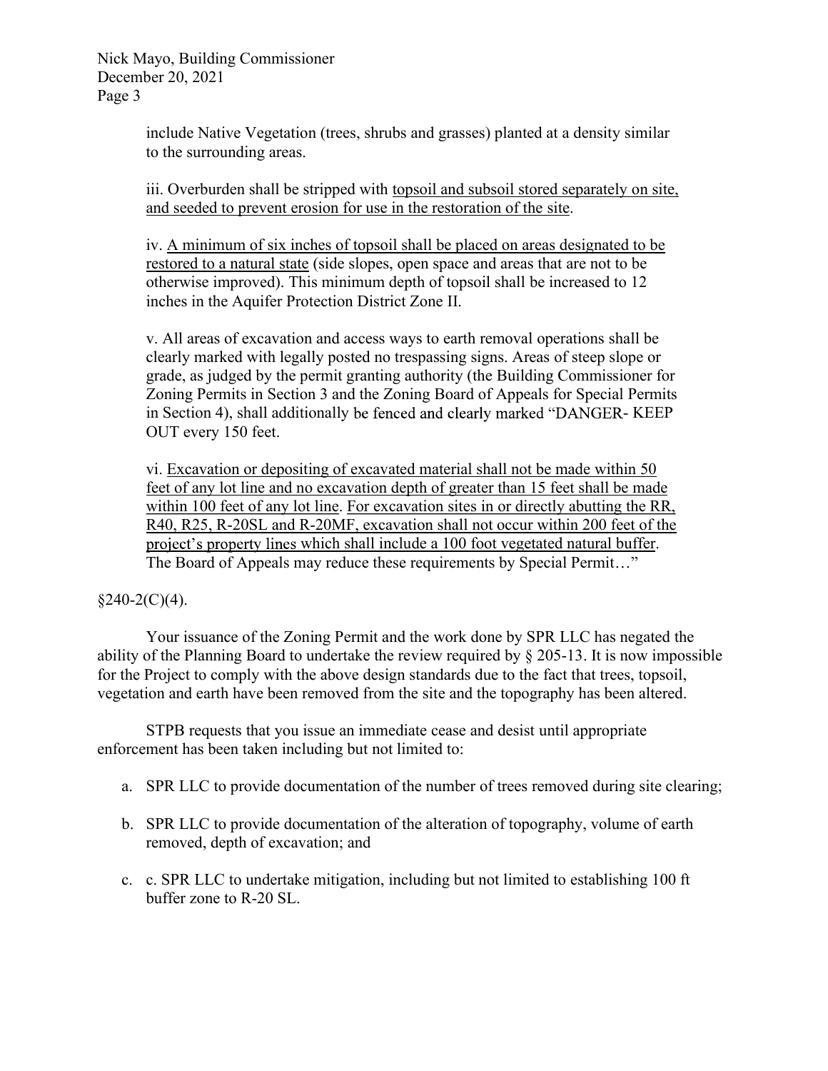include Native Vegetation (trees, shrubs and grasses) planted at a density similar to the surrounding areas.

iii. Overburden shall be stripped with topsoil and subsoil stored separately on site, and seeded to prevent erosion for use in the restoration of the site.

iv. A minimum of six inches of topsoil shall be placed on areas designated to be restored to a natural state (side slopes, open space and areas that are not to be otherwise improved). This minimum depth of topsoil shall be increased to 12 inches in the Aquifer Protection District Zone II.

v. All areas of excavation and access ways to earth removal operations shall be clearly marked with legally posted no trespassing signs. Areas of steep slope or grade, as judged by the permit granting authority (the Building Commissioner for Zoning Permits in Section 3 and the Zoning Board of Appeals for Special Permits in Section 4), shall additionally be fenced and clearly marked "DANGER- KEEP OUT every 150 feet.

vi. Excavation or depositing of excavated material shall not be made within 50 feet of any lot line and no excavation depth of greater than 15 feet shall be made within 100 feet of any lot line. For excavation sites in or directly abutting the RR, R40, R25, R-20SL and R-20MF, excavation shall not occur within 200 feet of the project's property lines which shall include a 100 foot vegetated natural buffer. The Board of Appeals may reduce these requirements by Special Permit…"

§240-2(C)(4).

Your issuance of the Zoning Permit and the work done by SPR LLC has negated the ability of the Planning Board to undertake the review required by § 205-13. It is now impossible for the Project to comply with the above design standards due to the fact that trees, topsoil, vegetation and earth have been removed from the site and the topography has been altered.

STPB requests that you issue an immediate cease and desist until appropriate enforcement has been taken including but not limited to:

a. SPR LLC to provide documentation of the number of trees removed during site clearing;

b. SPR LLC to provide documentation of the alteration of topography, volume of earth removed, depth of excavation; and

c. c. SPR LLC to undertake mitigation, including but not limited to establishing 100 ft buffer zone to R-20 SL.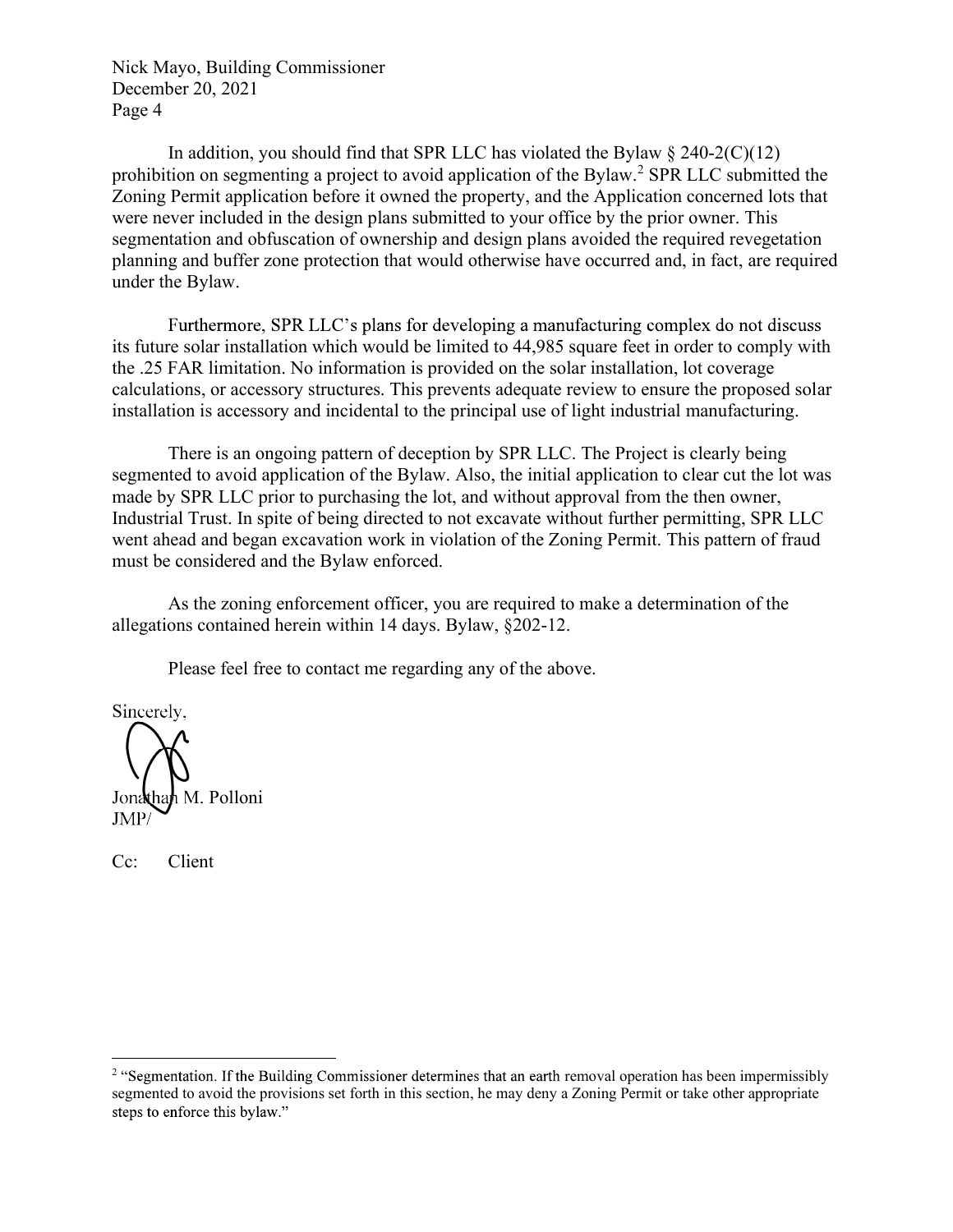In addition, you should find that SPR LLC has violated the Bylaw § 240-2(C)(12) prohibition on segmenting a project to avoid application of the Bylaw.[2] SPR LLC submitted the Zoning Permit application before it owned the property, and the Application concerned lots that were never included in the design plans submitted to your office by the prior owner. This segmentation and obfuscation of ownership and design plans avoided the required revegetation planning and buffer zone protection that would otherwise have occurred and, in fact, are required under the Bylaw.

Furthermore, SPR LLC's plans for developing a manufacturing complex do not discuss its future solar installation which would be limited to 44,985 square feet in order to comply with the .25 FAR limitation. No information is provided on the solar installation, lot coverage calculations, or accessory structures. This prevents adequate review to ensure the proposed solar installation is accessory and incidental to the principal use of light industrial manufacturing.

There is an ongoing pattern of deception by SPR LLC. The Project is clearly being segmented to avoid application of the Bylaw. Also, the initial application to clear cut the lot was made by SPR LLC prior to purchasing the lot, and without approval from the then owner, Industrial Trust. In spite of being directed to not excavate without further permitting, SPR LLC went ahead and began excavation work in violation of the Zoning Permit. This pattern of fraud must be considered and the Bylaw enforced.

As the zoning enforcement officer, you are required to make a determination of the allegations contained herein within 14 days. Bylaw, §202-12.

Please feel free to contact me regarding any of the above.

Sincerely,

Jonathan M. Polloni
JMP/

Cc: Client

---

[2] "Segmentation. If the Building Commissioner determines that an earth removal operation has been impermissibly segmented to avoid the provisions set forth in this section, he may deny a Zoning Permit or take other appropriate steps to enforce this bylaw."